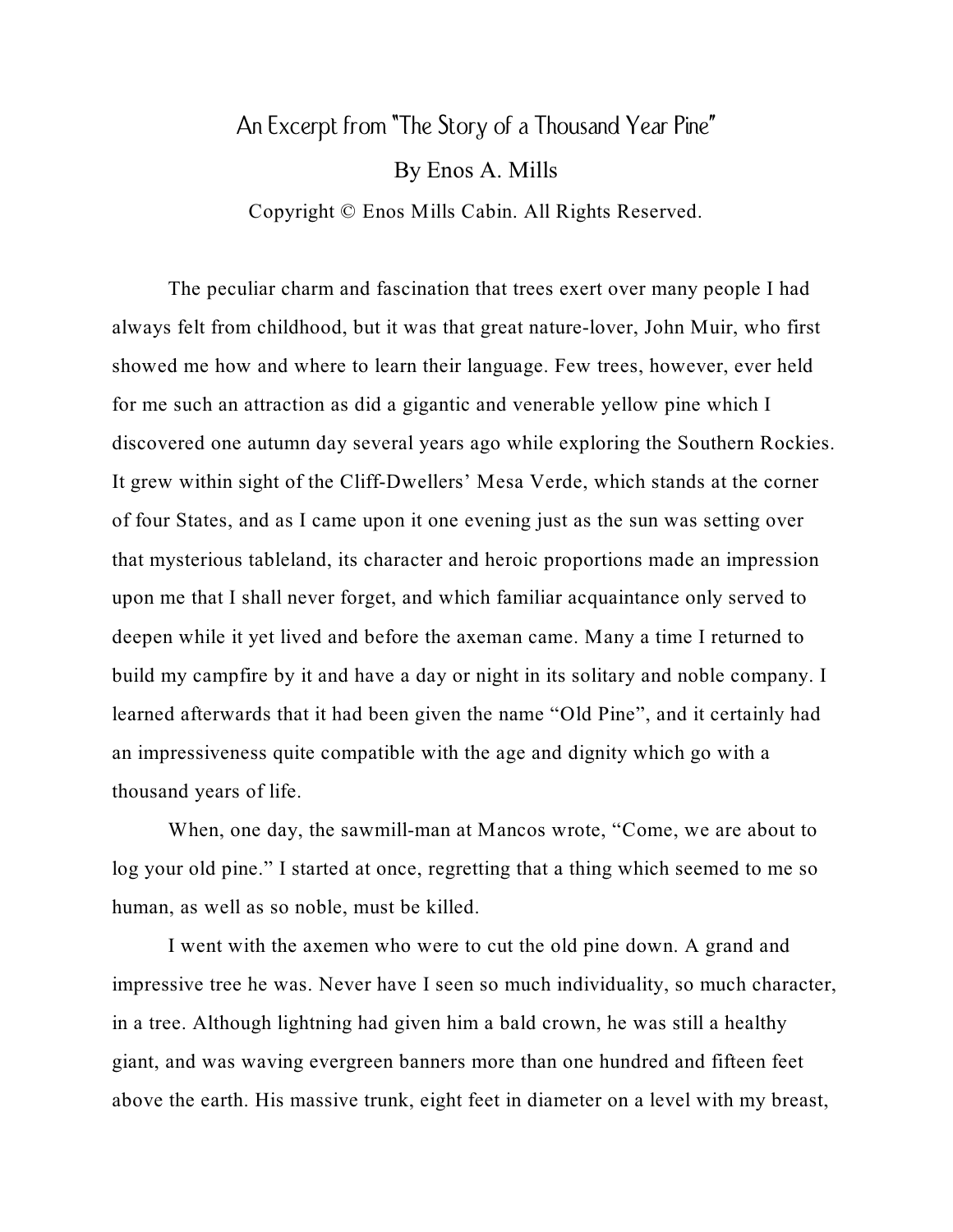# An Excerpt from "The Story of a Thousand Year Pine"

By Enos A. Mills

Copyright © Enos Mills Cabin. All Rights Reserved.

The peculiar charm and fascination that trees exert over many people I had always felt from childhood, but it was that great nature-lover, John Muir, who first showed me how and where to learn their language. Few trees, however, ever held for me such an attraction as did a gigantic and venerable yellow pine which I discovered one autumn day several years ago while exploring the Southern Rockies. It grew within sight of the Cliff-Dwellers' Mesa Verde, which stands at the corner of four States, and as I came upon it one evening just as the sun was setting over that mysterious tableland, its character and heroic proportions made an impression upon me that I shall never forget, and which familiar acquaintance only served to deepen while it yet lived and before the axeman came. Many a time I returned to build my campfire by it and have a day or night in its solitary and noble company. I learned afterwards that it had been given the name "Old Pine", and it certainly had an impressiveness quite compatible with the age and dignity which go with a thousand years of life.

When, one day, the sawmill-man at Mancos wrote, "Come, we are about to log your old pine." I started at once, regretting that a thing which seemed to me so human, as well as so noble, must be killed.

I went with the axemen who were to cut the old pine down. A grand and impressive tree he was. Never have I seen so much individuality, so much character, in a tree. Although lightning had given him a bald crown, he was still a healthy giant, and was waving evergreen banners more than one hundred and fifteen feet above the earth. His massive trunk, eight feet in diameter on a level with my breast,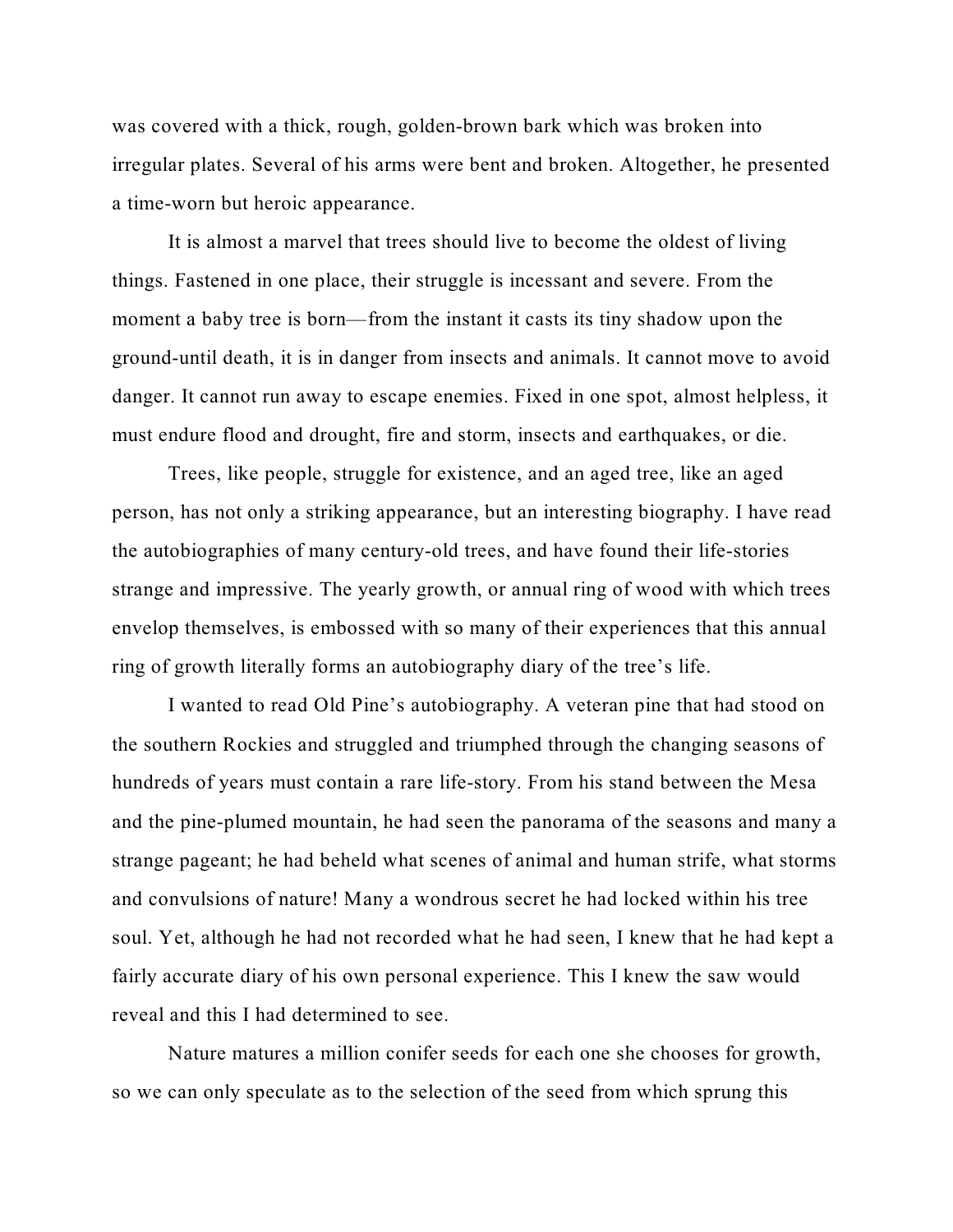was covered with a thick, rough, golden-brown bark which was broken into irregular plates. Several of his arms were bent and broken. Altogether, he presented a time-worn but heroic appearance.

It is almost a marvel that trees should live to become the oldest of living things. Fastened in one place, their struggle is incessant and severe. From the moment a baby tree is born—from the instant it casts its tiny shadow upon the ground-until death, it is in danger from insects and animals. It cannot move to avoid danger. It cannot run away to escape enemies. Fixed in one spot, almost helpless, it must endure flood and drought, fire and storm, insects and earthquakes, or die.

Trees, like people, struggle for existence, and an aged tree, like an aged person, has not only a striking appearance, but an interesting biography. I have read the autobiographies of many century-old trees, and have found their life-stories strange and impressive. The yearly growth, or annual ring of wood with which trees envelop themselves, is embossed with so many of their experiences that this annual ring of growth literally forms an autobiography diary of the tree's life.

I wanted to read Old Pine's autobiography. A veteran pine that had stood on the southern Rockies and struggled and triumphed through the changing seasons of hundreds of years must contain a rare life-story. From his stand between the Mesa and the pine-plumed mountain, he had seen the panorama of the seasons and many a strange pageant; he had beheld what scenes of animal and human strife, what storms and convulsions of nature! Many a wondrous secret he had locked within his tree soul. Yet, although he had not recorded what he had seen, I knew that he had kept a fairly accurate diary of his own personal experience. This I knew the saw would reveal and this I had determined to see.

Nature matures a million conifer seeds for each one she chooses for growth, so we can only speculate as to the selection of the seed from which sprung this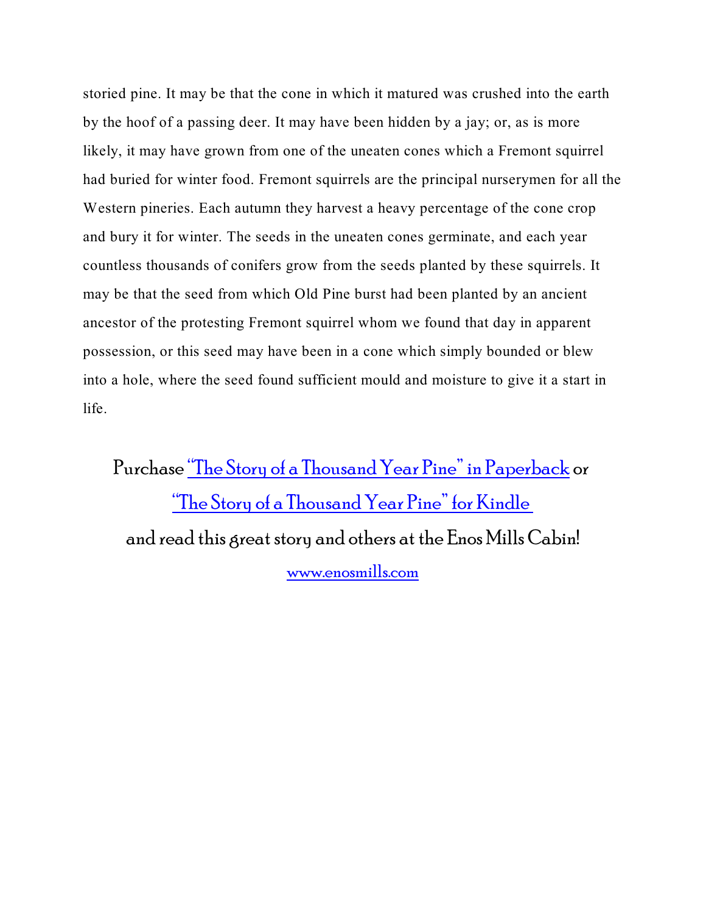storied pine. It may be that the cone in which it matured was crushed into the earth by the hoof of a passing deer. It may have been hidden by a jay; or, as is more likely, it may have grown from one of the uneaten cones which a Fremont squirrel had buried for winter food. Fremont squirrels are the principal nurserymen for all the Western pineries. Each autumn they harvest a heavy percentage of the cone crop and bury it for winter. The seeds in the uneaten cones germinate, and each year countless thousands of conifers grow from the seeds planted by these squirrels. It may be that the seed from which Old Pine burst had been planted by an ancient ancestor of the protesting Fremont squirrel whom we found that day in apparent possession, or this seed may have been in a cone which simply bounded or blew into a hole, where the seed found sufficient mould and moisture to give it a start in life.

Purchase "The Story of a Thousand Year Pine" in Paperback or "The Story of a Thousand Year Pine" for Kindle and read this great story and others at the Enos Mills Cabin!

www.enosmills.com